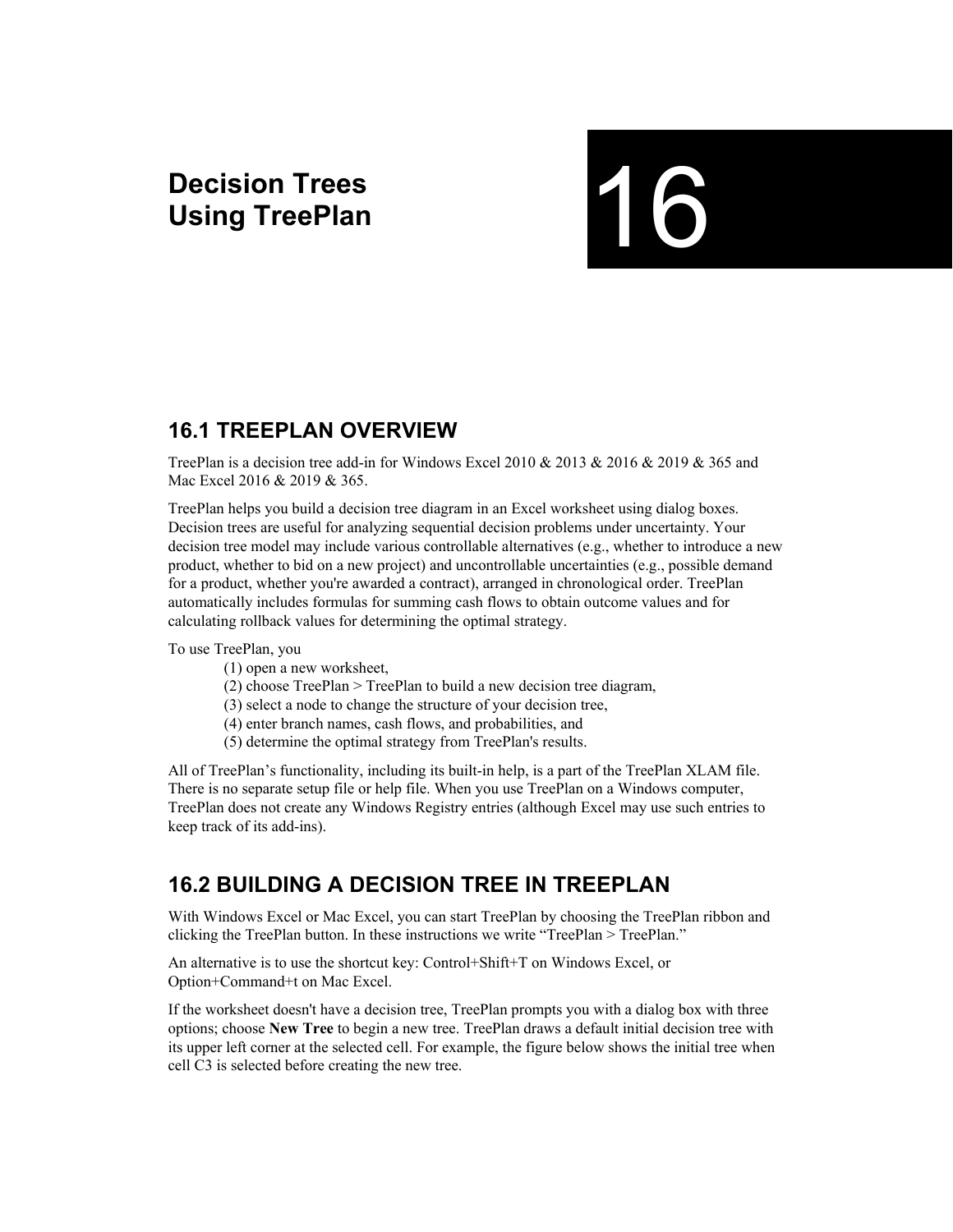# Decision Trees Using TreePlan

# 16

## 16.1 TREEPLAN OVERVIEW

TreePlan is a decision tree add-in for Windows Excel 2010 & 2013 & 2016 & 2019 & 365 and Mac Excel 2016 & 2019 & 365.

TreePlan helps you build a decision tree diagram in an Excel worksheet using dialog boxes. Decision trees are useful for analyzing sequential decision problems under uncertainty. Your decision tree model may include various controllable alternatives (e.g., whether to introduce a new product, whether to bid on a new project) and uncontrollable uncertainties (e.g., possible demand for a product, whether you're awarded a contract), arranged in chronological order. TreePlan automatically includes formulas for summing cash flows to obtain outcome values and for calculating rollback values for determining the optimal strategy.

To use TreePlan, you

(1) open a new worksheet,
(2) choose TreePlan > TreePlan to build a new decision tree diagram,
(3) select a node to change the structure of your decision tree,
(4) enter branch names, cash flows, and probabilities, and
(5) determine the optimal strategy from TreePlan's results.

All of TreePlan's functionality, including its built-in help, is a part of the TreePlan XLAM file. There is no separate setup file or help file. When you use TreePlan on a Windows computer, TreePlan does not create any Windows Registry entries (although Excel may use such entries to keep track of its add-ins).

## 16.2 BUILDING A DECISION TREE IN TREEPLAN

With Windows Excel or Mac Excel, you can start TreePlan by choosing the TreePlan ribbon and clicking the TreePlan button. In these instructions we write "TreePlan > TreePlan."

An alternative is to use the shortcut key: Control+Shift+T on Windows Excel, or Option+Command+t on Mac Excel.

If the worksheet doesn't have a decision tree, TreePlan prompts you with a dialog box with three options; choose **New Tree** to begin a new tree. TreePlan draws a default initial decision tree with its upper left corner at the selected cell. For example, the figure below shows the initial tree when cell C3 is selected before creating the new tree.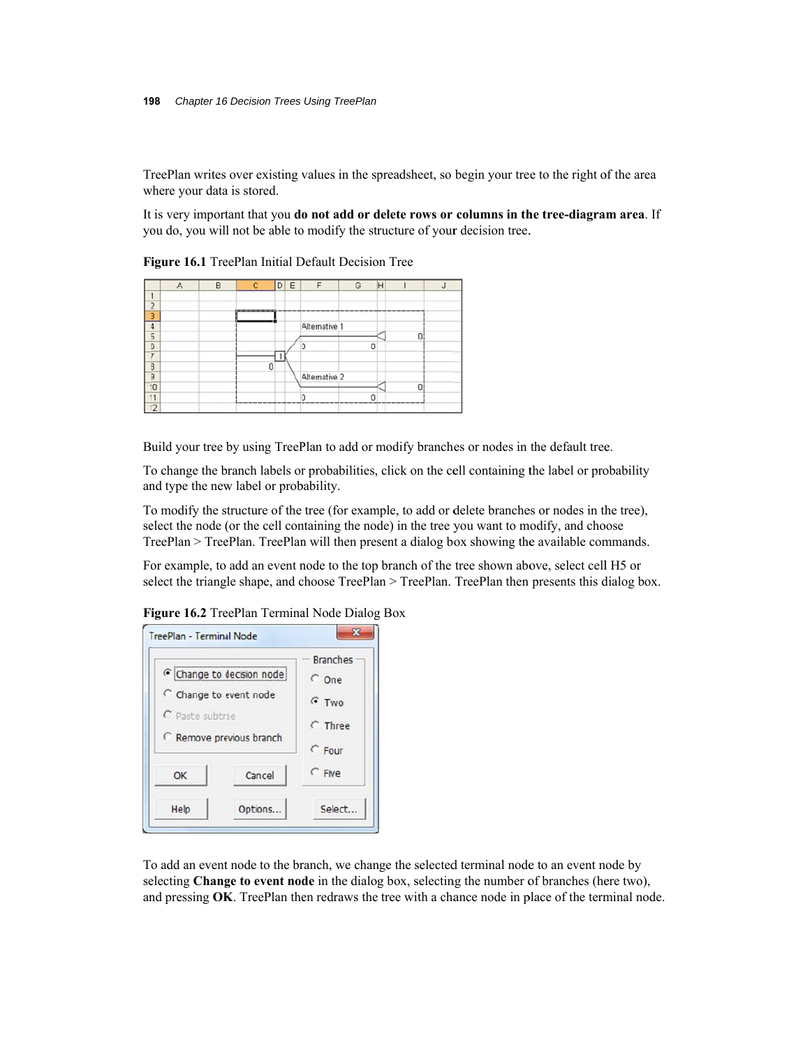TreePlan writes over existing values in the spreadsheet, so begin your tree to the right of the area where your data is stored.

It is very important that you **do not add or delete rows or columns in the tree-diagram area**. If you do, you will not be able to modify the structure of your decision tree.

**Figure 16.1** TreePlan Initial Default Decision Tree

Build your tree by using TreePlan to add or modify branches or nodes in the default tree.

To change the branch labels or probabilities, click on the cell containing the label or probability and type the new label or probability.

To modify the structure of the tree (for example, to add or delete branches or nodes in the tree), select the node (or the cell containing the node) in the tree you want to modify, and choose TreePlan > TreePlan. TreePlan will then present a dialog box showing the available commands.

For example, to add an event node to the top branch of the tree shown above, select cell H5 or select the triangle shape, and choose TreePlan > TreePlan. TreePlan then presents this dialog box.

**Figure 16.2** TreePlan Terminal Node Dialog Box

To add an event node to the branch, we change the selected terminal node to an event node by selecting **Change to event node** in the dialog box, selecting the number of branches (here two), and pressing **OK**. TreePlan then redraws the tree with a chance node in place of the terminal node.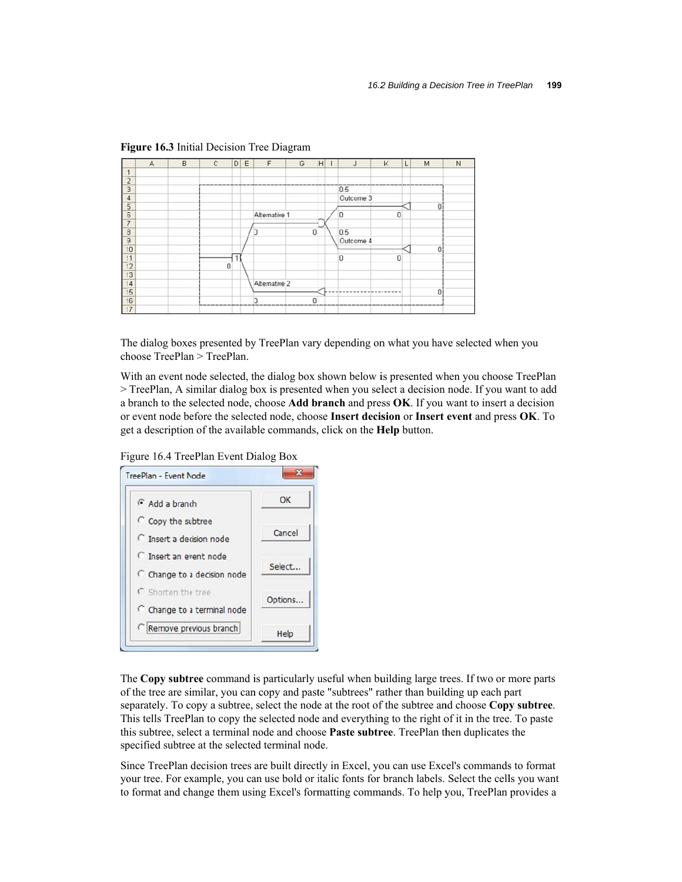**Figure 16.3** Initial Decision Tree Diagram

The dialog boxes presented by TreePlan vary depending on what you have selected when you choose TreePlan > TreePlan.

With an event node selected, the dialog box shown below is presented when you choose TreePlan > TreePlan, A similar dialog box is presented when you select a decision node. If you want to add a branch to the selected node, choose **Add branch** and press **OK**. If you want to insert a decision or event node before the selected node, choose **Insert decision** or **Insert event** and press **OK**. To get a description of the available commands, click on the **Help** button.

Figure 16.4 TreePlan Event Dialog Box

The **Copy subtree** command is particularly useful when building large trees. If two or more parts of the tree are similar, you can copy and paste "subtrees" rather than building up each part separately. To copy a subtree, select the node at the root of the subtree and choose **Copy subtree**. This tells TreePlan to copy the selected node and everything to the right of it in the tree. To paste this subtree, select a terminal node and choose **Paste subtree**. TreePlan then duplicates the specified subtree at the selected terminal node.

Since TreePlan decision trees are built directly in Excel, you can use Excel's commands to format your tree. For example, you can use bold or italic fonts for branch labels. Select the cells you want to format and change them using Excel's formatting commands. To help you, TreePlan provides a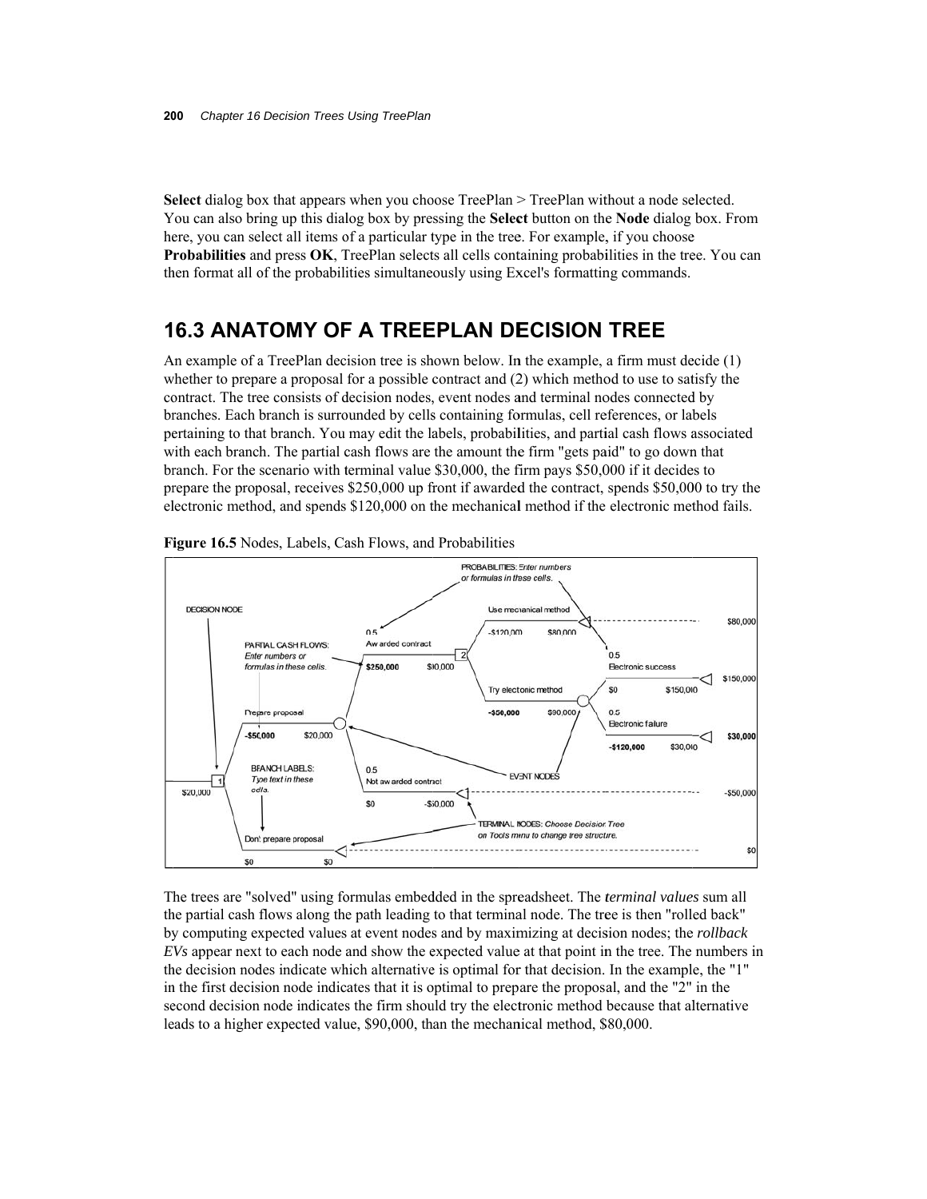**Select** dialog box that appears when you choose TreePlan > TreePlan without a node selected. You can also bring up this dialog box by pressing the **Select** button on the **Node** dialog box. From here, you can select all items of a particular type in the tree. For example, if you choose **Probabilities** and press **OK**, TreePlan selects all cells containing probabilities in the tree. You can then format all of the probabilities simultaneously using Excel's formatting commands.

## 16.3 ANATOMY OF A TREEPLAN DECISION TREE

An example of a TreePlan decision tree is shown below. In the example, a firm must decide (1) whether to prepare a proposal for a possible contract and (2) which method to use to satisfy the contract. The tree consists of decision nodes, event nodes and terminal nodes connected by branches. Each branch is surrounded by cells containing formulas, cell references, or labels pertaining to that branch. You may edit the labels, probabilities, and partial cash flows associated with each branch. The partial cash flows are the amount the firm "gets paid" to go down that branch. For the scenario with terminal value $30,000, the firm pays $50,000 if it decides to prepare the proposal, receives $250,000 up front if awarded the contract, spends $50,000 to try the electronic method, and spends $120,000 on the mechanical method if the electronic method fails.

**Figure 16.5** Nodes, Labels, Cash Flows, and Probabilities

The trees are "solved" using formulas embedded in the spreadsheet. The *terminal values* sum all the partial cash flows along the path leading to that terminal node. The tree is then "rolled back" by computing expected values at event nodes and by maximizing at decision nodes; the *rollback EVs* appear next to each node and show the expected value at that point in the tree. The numbers in the decision nodes indicate which alternative is optimal for that decision. In the example, the "1" in the first decision node indicates that it is optimal to prepare the proposal, and the "2" in the second decision node indicates the firm should try the electronic method because that alternative leads to a higher expected value, $90,000, than the mechanical method, $80,000.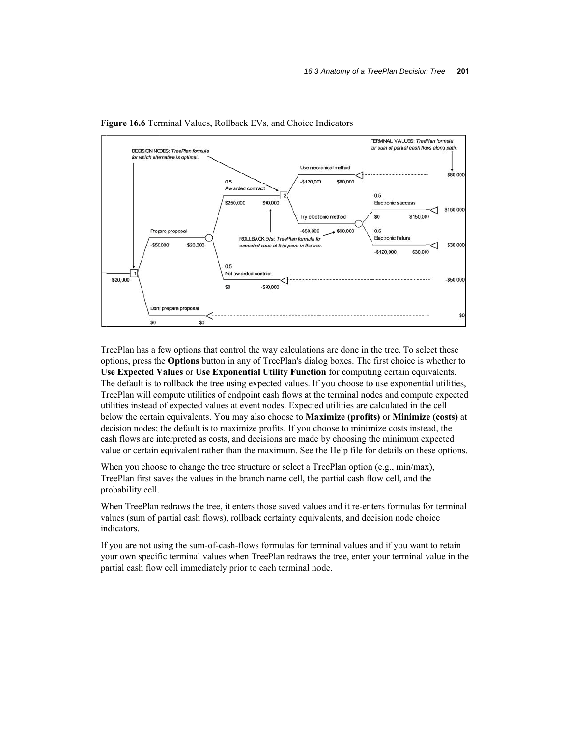**Figure 16.6** Terminal Values, Rollback EVs, and Choice Indicators

TreePlan has a few options that control the way calculations are done in the tree. To select these options, press the **Options** button in any of TreePlan's dialog boxes. The first choice is whether to **Use Expected Values** or **Use Exponential Utility Function** for computing certain equivalents. The default is to rollback the tree using expected values. If you choose to use exponential utilities, TreePlan will compute utilities of endpoint cash flows at the terminal nodes and compute expected utilities instead of expected values at event nodes. Expected utilities are calculated in the cell below the certain equivalents. You may also choose to **Maximize (profits)** or **Minimize (costs)** at decision nodes; the default is to maximize profits. If you choose to minimize costs instead, the cash flows are interpreted as costs, and decisions are made by choosing the minimum expected value or certain equivalent rather than the maximum. See the Help file for details on these options.

When you choose to change the tree structure or select a TreePlan option (e.g., min/max), TreePlan first saves the values in the branch name cell, the partial cash flow cell, and the probability cell.

When TreePlan redraws the tree, it enters those saved values and it re-enters formulas for terminal values (sum of partial cash flows), rollback certainty equivalents, and decision node choice indicators.

If you are not using the sum-of-cash-flows formulas for terminal values and if you want to retain your own specific terminal values when TreePlan redraws the tree, enter your terminal value in the partial cash flow cell immediately prior to each terminal node.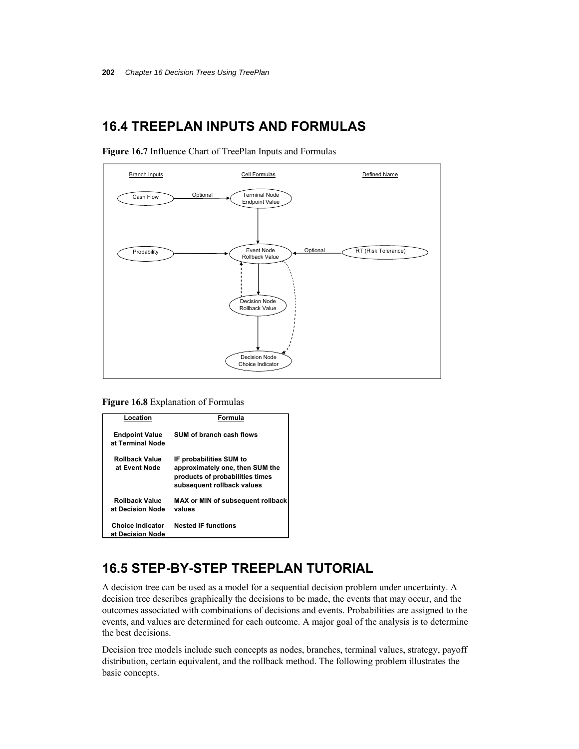## 16.4 TREEPLAN INPUTS AND FORMULAS

**Figure 16.7** Influence Chart of TreePlan Inputs and Formulas

Branch Inputs | Cell Formulas | Defined Name

Cash Flow → (Optional) → Terminal Node Endpoint Value

Probability → Event Node Rollback Value ← (Optional) ← RT (Risk Tolerance)

Decision Node Rollback Value

Decision Node Choice Indicator

**Figure 16.8** Explanation of Formulas

| Location | Formula |
|---|---|
| **Endpoint Value at Terminal Node** | **SUM of branch cash flows** |
| **Rollback Value at Event Node** | **IF probabilities SUM to approximately one, then SUM the products of probabilities times subsequent rollback values** |
| **Rollback Value at Decision Node** | **MAX or MIN of subsequent rollback values** |
| **Choice Indicator at Decision Node** | **Nested IF functions** |

## 16.5 STEP-BY-STEP TREEPLAN TUTORIAL

A decision tree can be used as a model for a sequential decision problem under uncertainty. A decision tree describes graphically the decisions to be made, the events that may occur, and the outcomes associated with combinations of decisions and events. Probabilities are assigned to the events, and values are determined for each outcome. A major goal of the analysis is to determine the best decisions.

Decision tree models include such concepts as nodes, branches, terminal values, strategy, payoff distribution, certain equivalent, and the rollback method. The following problem illustrates the basic concepts.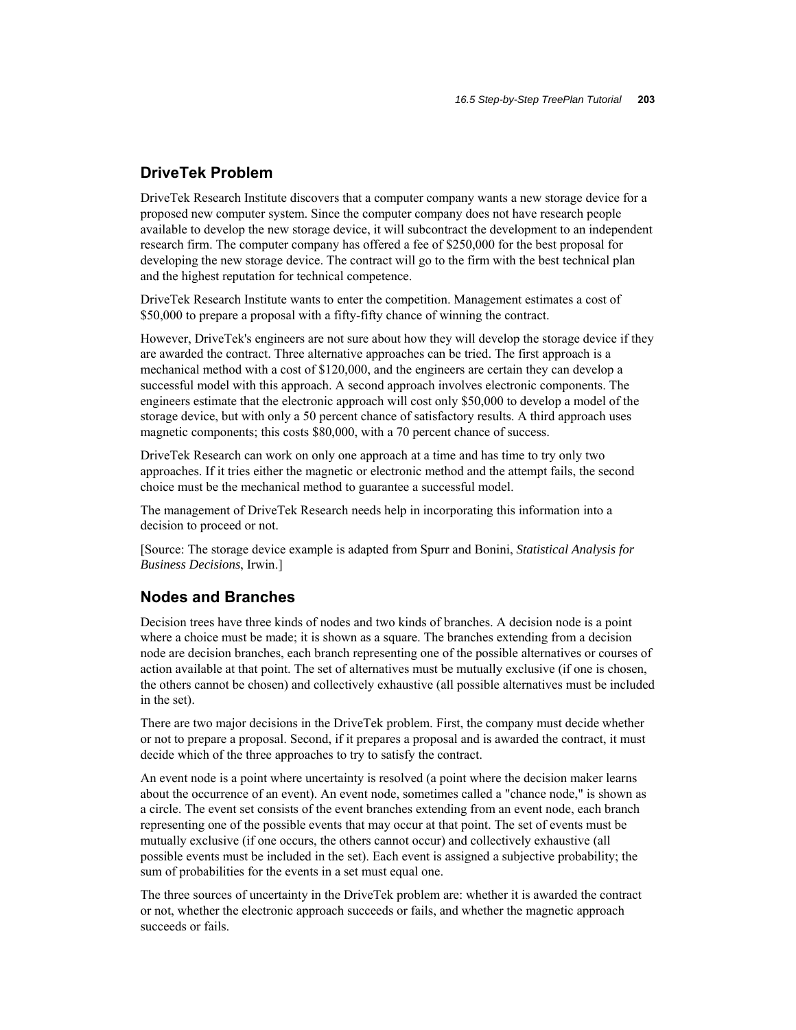## DriveTek Problem

DriveTek Research Institute discovers that a computer company wants a new storage device for a proposed new computer system. Since the computer company does not have research people available to develop the new storage device, it will subcontract the development to an independent research firm. The computer company has offered a fee of $250,000 for the best proposal for developing the new storage device. The contract will go to the firm with the best technical plan and the highest reputation for technical competence.

DriveTek Research Institute wants to enter the competition. Management estimates a cost of $50,000 to prepare a proposal with a fifty-fifty chance of winning the contract.

However, DriveTek's engineers are not sure about how they will develop the storage device if they are awarded the contract. Three alternative approaches can be tried. The first approach is a mechanical method with a cost of $120,000, and the engineers are certain they can develop a successful model with this approach. A second approach involves electronic components. The engineers estimate that the electronic approach will cost only $50,000 to develop a model of the storage device, but with only a 50 percent chance of satisfactory results. A third approach uses magnetic components; this costs $80,000, with a 70 percent chance of success.

DriveTek Research can work on only one approach at a time and has time to try only two approaches. If it tries either the magnetic or electronic method and the attempt fails, the second choice must be the mechanical method to guarantee a successful model.

The management of DriveTek Research needs help in incorporating this information into a decision to proceed or not.

[Source: The storage device example is adapted from Spurr and Bonini, *Statistical Analysis for Business Decisions*, Irwin.]

## Nodes and Branches

Decision trees have three kinds of nodes and two kinds of branches. A decision node is a point where a choice must be made; it is shown as a square. The branches extending from a decision node are decision branches, each branch representing one of the possible alternatives or courses of action available at that point. The set of alternatives must be mutually exclusive (if one is chosen, the others cannot be chosen) and collectively exhaustive (all possible alternatives must be included in the set).

There are two major decisions in the DriveTek problem. First, the company must decide whether or not to prepare a proposal. Second, if it prepares a proposal and is awarded the contract, it must decide which of the three approaches to try to satisfy the contract.

An event node is a point where uncertainty is resolved (a point where the decision maker learns about the occurrence of an event). An event node, sometimes called a "chance node," is shown as a circle. The event set consists of the event branches extending from an event node, each branch representing one of the possible events that may occur at that point. The set of events must be mutually exclusive (if one occurs, the others cannot occur) and collectively exhaustive (all possible events must be included in the set). Each event is assigned a subjective probability; the sum of probabilities for the events in a set must equal one.

The three sources of uncertainty in the DriveTek problem are: whether it is awarded the contract or not, whether the electronic approach succeeds or fails, and whether the magnetic approach succeeds or fails.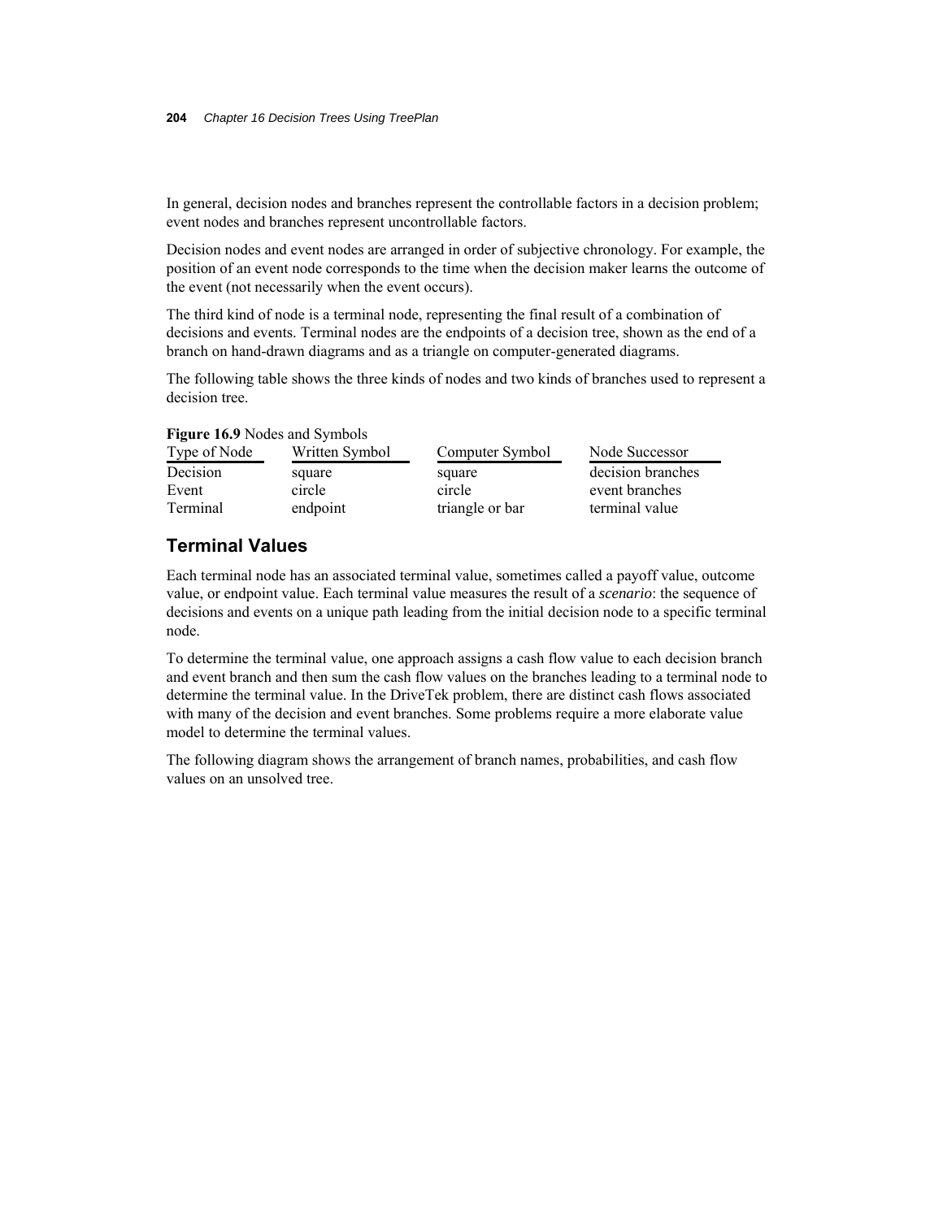In general, decision nodes and branches represent the controllable factors in a decision problem; event nodes and branches represent uncontrollable factors.

Decision nodes and event nodes are arranged in order of subjective chronology. For example, the position of an event node corresponds to the time when the decision maker learns the outcome of the event (not necessarily when the event occurs).

The third kind of node is a terminal node, representing the final result of a combination of decisions and events. Terminal nodes are the endpoints of a decision tree, shown as the end of a branch on hand-drawn diagrams and as a triangle on computer-generated diagrams.

The following table shows the three kinds of nodes and two kinds of branches used to represent a decision tree.

**Figure 16.9** Nodes and Symbols

| Type of Node | Written Symbol | Computer Symbol | Node Successor |
|---|---|---|---|
| Decision | square | square | decision branches |
| Event | circle | circle | event branches |
| Terminal | endpoint | triangle or bar | terminal value |

## Terminal Values

Each terminal node has an associated terminal value, sometimes called a payoff value, outcome value, or endpoint value. Each terminal value measures the result of a *scenario*: the sequence of decisions and events on a unique path leading from the initial decision node to a specific terminal node.

To determine the terminal value, one approach assigns a cash flow value to each decision branch and event branch and then sum the cash flow values on the branches leading to a terminal node to determine the terminal value. In the DriveTek problem, there are distinct cash flows associated with many of the decision and event branches. Some problems require a more elaborate value model to determine the terminal values.

The following diagram shows the arrangement of branch names, probabilities, and cash flow values on an unsolved tree.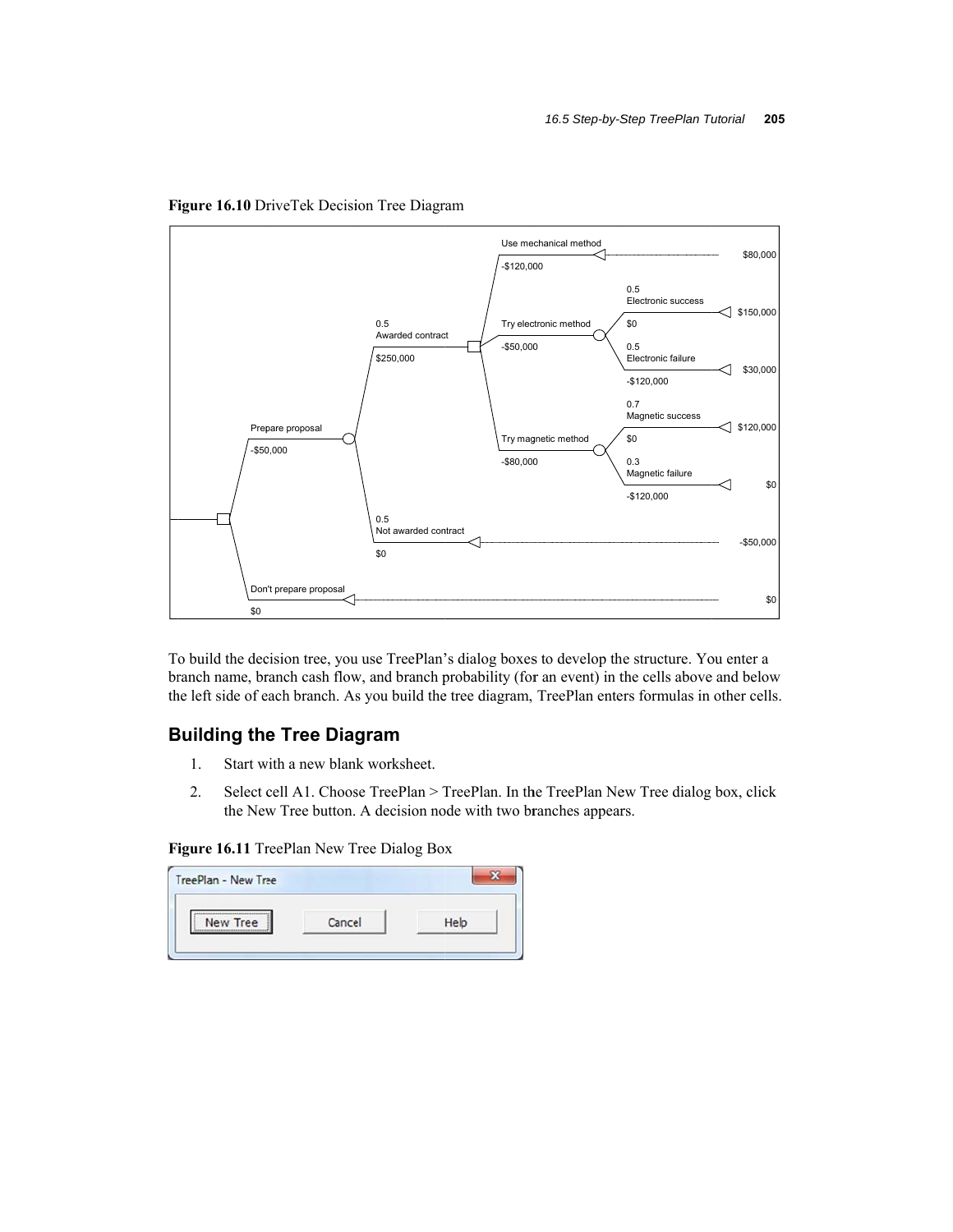**Figure 16.10** DriveTek Decision Tree Diagram

To build the decision tree, you use TreePlan's dialog boxes to develop the structure. You enter a branch name, branch cash flow, and branch probability (for an event) in the cells above and below the left side of each branch. As you build the tree diagram, TreePlan enters formulas in other cells.

## Building the Tree Diagram

1. Start with a new blank worksheet.
2. Select cell A1. Choose TreePlan > TreePlan. In the TreePlan New Tree dialog box, click the New Tree button. A decision node with two branches appears.

**Figure 16.11** TreePlan New Tree Dialog Box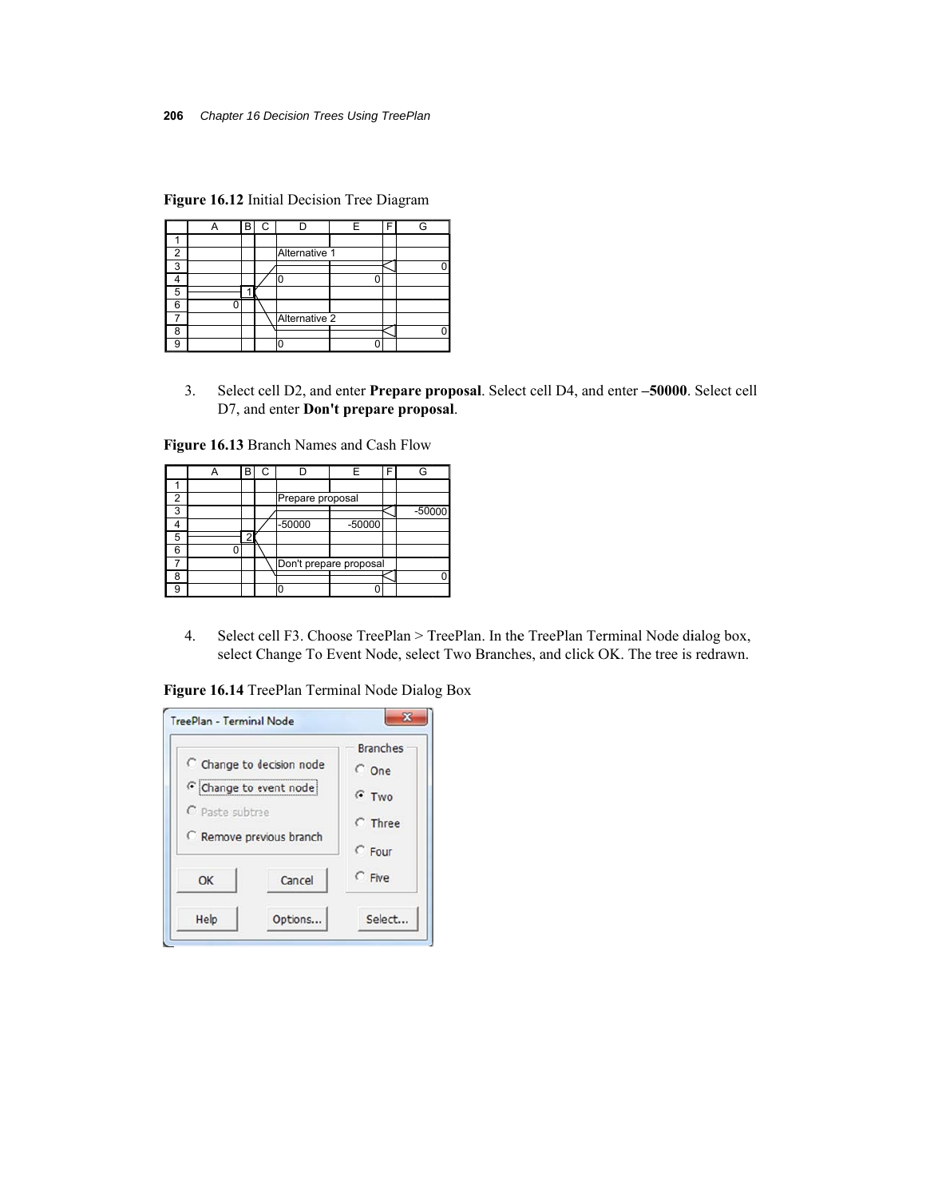**Figure 16.12** Initial Decision Tree Diagram

| | A | B | C | D | E | F | G |
|---|---|---|---|---|---|---|---|
| 1 | | | | | | | |
| 2 | | | | Alternative 1 | | | |
| 3 | | | | | | | 0 |
| 4 | | | | 0 | 0 | | |
| 5 | | 1 | | | | | |
| 6 | 0 | | | | | | |
| 7 | | | | Alternative 2 | | | |
| 8 | | | | | | | 0 |
| 9 | | | | 0 | 0 | | |

3. Select cell D2, and enter **Prepare proposal**. Select cell D4, and enter **–50000**. Select cell D7, and enter **Don't prepare proposal**.

**Figure 16.13** Branch Names and Cash Flow

| | A | B | C | D | E | F | G |
|---|---|---|---|---|---|---|---|
| 1 | | | | | | | |
| 2 | | | | Prepare proposal | | | |
| 3 | | | | | | | -50000 |
| 4 | | | | -50000 | -50000 | | |
| 5 | | 2 | | | | | |
| 6 | 0 | | | | | | |
| 7 | | | | Don't prepare proposal | | | |
| 8 | | | | | | | 0 |
| 9 | | | | 0 | 0 | | |

4. Select cell F3. Choose TreePlan > TreePlan. In the TreePlan Terminal Node dialog box, select Change To Event Node, select Two Branches, and click OK. The tree is redrawn.

**Figure 16.14** TreePlan Terminal Node Dialog Box

TreePlan - Terminal Node

- Change to decision node
- Change to event node (selected)
- Paste subtree
- Remove previous branch

Branches: One, Two (selected), Three, Four, Five

OK | Cancel | Help | Options... | Select...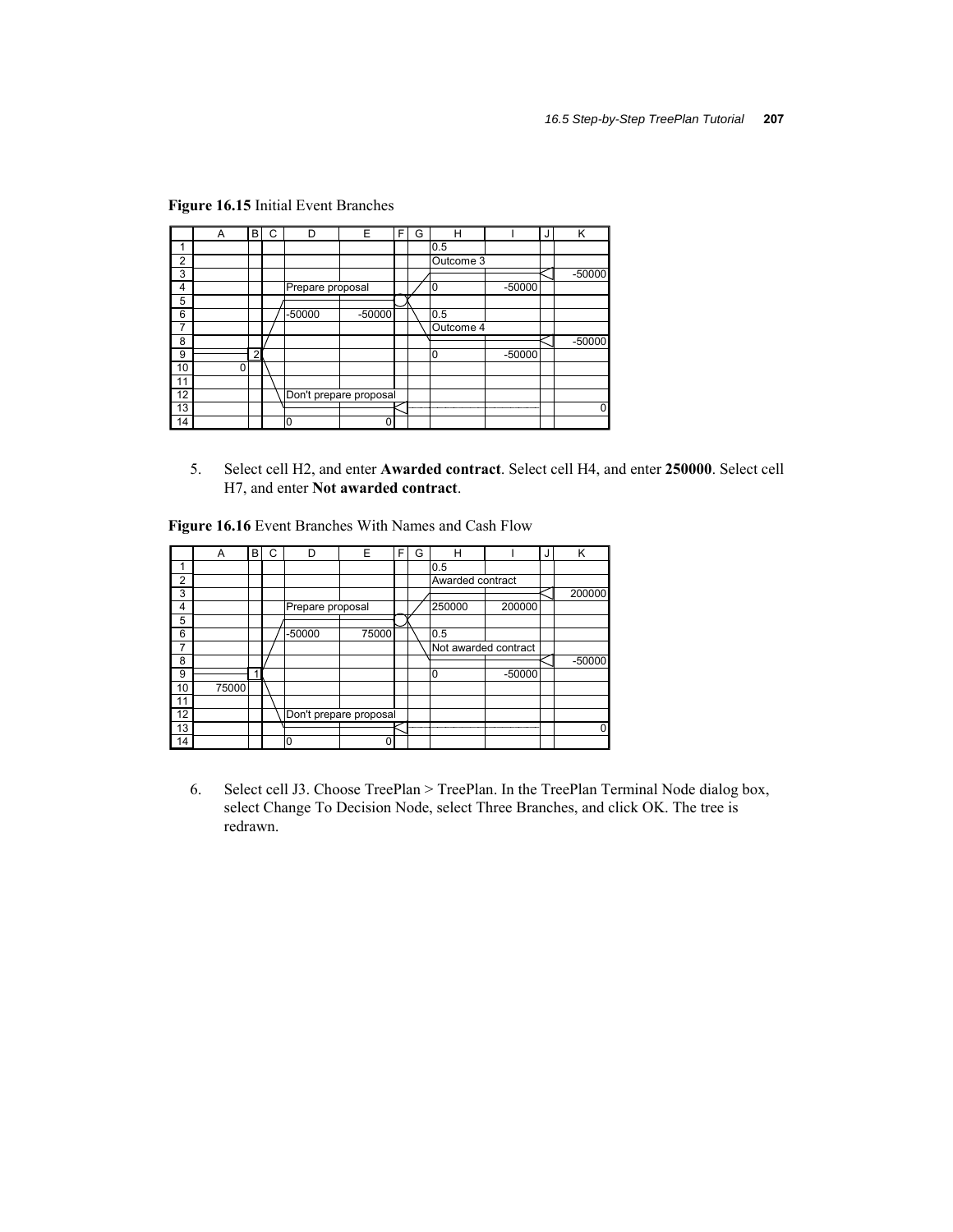**Figure 16.15** Initial Event Branches

| | A | B | C | D | E | F | G | H | I | J | K |
|---|---|---|---|---|---|---|---|---|---|---|---|
| 1 | | | | | | | | 0.5 | | | |
| 2 | | | | | | | | Outcome 3 | | | |
| 3 | | | | | | | | | | | -50000 |
| 4 | | | | Prepare proposal | | | | 0 | -50000 | | |
| 5 | | | | | | | | | | | |
| 6 | | | | -50000 | -50000 | | | 0.5 | | | |
| 7 | | | | | | | | Outcome 4 | | | |
| 8 | | | | | | | | | | | -50000 |
| 9 | | 2 | | | | | | 0 | -50000 | | |
| 10 | 0 | | | | | | | | | | |
| 11 | | | | | | | | | | | |
| 12 | | | | Don't prepare proposal | | | | | | | |
| 13 | | | | | | | | | | | 0 |
| 14 | | | | 0 | 0 | | | | | | |

5. Select cell H2, and enter **Awarded contract**. Select cell H4, and enter **250000**. Select cell H7, and enter **Not awarded contract**.

**Figure 16.16** Event Branches With Names and Cash Flow

| | A | B | C | D | E | F | G | H | I | J | K |
|---|---|---|---|---|---|---|---|---|---|---|---|
| 1 | | | | | | | | 0.5 | | | |
| 2 | | | | | | | | Awarded contract | | | |
| 3 | | | | | | | | | | | 200000 |
| 4 | | | | Prepare proposal | | | | 250000 | 200000 | | |
| 5 | | | | | | | | | | | |
| 6 | | | | -50000 | 75000 | | | 0.5 | | | |
| 7 | | | | | | | | Not awarded contract | | | |
| 8 | | | | | | | | | | | -50000 |
| 9 | | 1 | | | | | | 0 | -50000 | | |
| 10 | 75000 | | | | | | | | | | |
| 11 | | | | | | | | | | | |
| 12 | | | | Don't prepare proposal | | | | | | | |
| 13 | | | | | | | | | | | 0 |
| 14 | | | | 0 | 0 | | | | | | |

6. Select cell J3. Choose TreePlan > TreePlan. In the TreePlan Terminal Node dialog box, select Change To Decision Node, select Three Branches, and click OK. The tree is redrawn.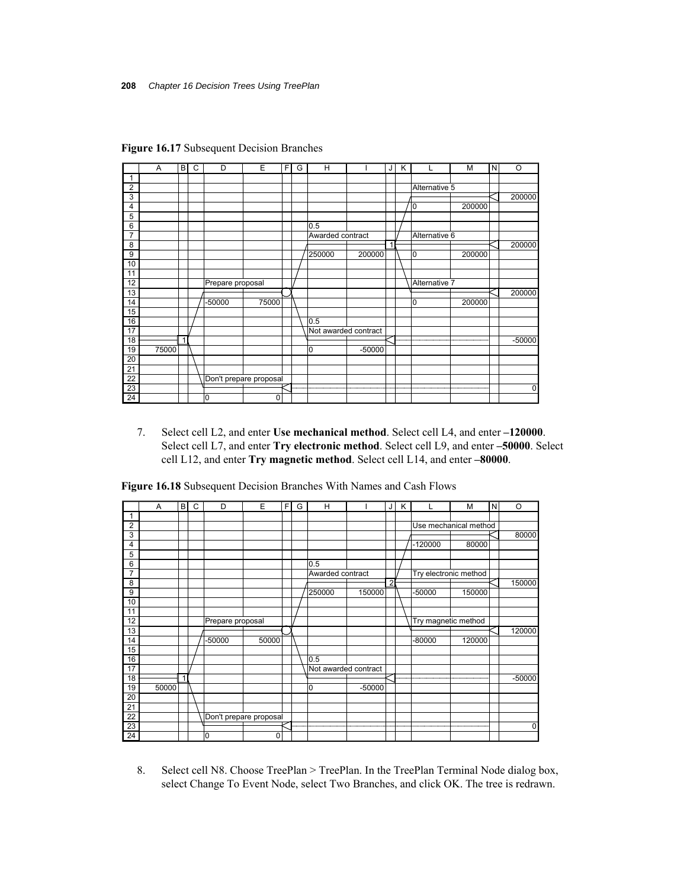**Figure 16.17** Subsequent Decision Branches

| | A | B | C | D | E | F | G | H | I | J | K | L | M | N | O |
|---|---|---|---|---|---|---|---|---|---|---|---|---|---|---|---|
| 1 | | | | | | | | | | | | | | | |
| 2 | | | | | | | | | | | | Alternative 5 | | | |
| 3 | | | | | | | | | | | | | | | 200000 |
| 4 | | | | | | | | | | | | 0 | 200000 | | |
| 5 | | | | | | | | | | | | | | | |
| 6 | | | | | | | | 0.5 | | | | | | | |
| 7 | | | | | | | | Awarded contract | | | | Alternative 6 | | | |
| 8 | | | | | | | | | | 1 | | | | | 200000 |
| 9 | | | | | | | | 250000 | 200000 | | | 0 | 200000 | | |
| 10 | | | | | | | | | | | | | | | |
| 11 | | | | | | | | | | | | | | | |
| 12 | | | | Prepare proposal | | | | | | | | Alternative 7 | | | |
| 13 | | | | | | | | | | | | | | | 200000 |
| 14 | | | | -50000 | 75000 | | | | | | | 0 | 200000 | | |
| 15 | | | | | | | | | | | | | | | |
| 16 | | | | | | | | 0.5 | | | | | | | |
| 17 | | | | | | | | Not awarded contract | | | | | | | |
| 18 | | 1 | | | | | | | | | | | | | -50000 |
| 19 | 75000 | | | | | | | 0 | -50000 | | | | | | |
| 20 | | | | | | | | | | | | | | | |
| 21 | | | | | | | | | | | | | | | |
| 22 | | | | Don't prepare proposal | | | | | | | | | | | |
| 23 | | | | | | | | | | | | | | | 0 |
| 24 | | | | 0 | 0 | | | | | | | | | | |

7. Select cell L2, and enter **Use mechanical method**. Select cell L4, and enter **–120000**. Select cell L7, and enter **Try electronic method**. Select cell L9, and enter **–50000**. Select cell L12, and enter **Try magnetic method**. Select cell L14, and enter **–80000**.

**Figure 16.18** Subsequent Decision Branches With Names and Cash Flows

| | A | B | C | D | E | F | G | H | I | J | K | L | M | N | O |
|---|---|---|---|---|---|---|---|---|---|---|---|---|---|---|---|
| 1 | | | | | | | | | | | | | | | |
| 2 | | | | | | | | | | | | Use mechanical method | | | |
| 3 | | | | | | | | | | | | | | | 80000 |
| 4 | | | | | | | | | | | | -120000 | 80000 | | |
| 5 | | | | | | | | | | | | | | | |
| 6 | | | | | | | | 0.5 | | | | | | | |
| 7 | | | | | | | | Awarded contract | | | | Try electronic method | | | |
| 8 | | | | | | | | | | 2 | | | | | 150000 |
| 9 | | | | | | | | 250000 | 150000 | | | -50000 | 150000 | | |
| 10 | | | | | | | | | | | | | | | |
| 11 | | | | | | | | | | | | | | | |
| 12 | | | | Prepare proposal | | | | | | | | Try magnetic method | | | |
| 13 | | | | | | | | | | | | | | | 120000 |
| 14 | | | | -50000 | 50000 | | | | | | | -80000 | 120000 | | |
| 15 | | | | | | | | | | | | | | | |
| 16 | | | | | | | | 0.5 | | | | | | | |
| 17 | | | | | | | | Not awarded contract | | | | | | | |
| 18 | | 1 | | | | | | | | | | | | | -50000 |
| 19 | 50000 | | | | | | | 0 | -50000 | | | | | | |
| 20 | | | | | | | | | | | | | | | |
| 21 | | | | | | | | | | | | | | | |
| 22 | | | | Don't prepare proposal | | | | | | | | | | | |
| 23 | | | | | | | | | | | | | | | 0 |
| 24 | | | | 0 | 0 | | | | | | | | | | |

8. Select cell N8. Choose TreePlan > TreePlan. In the TreePlan Terminal Node dialog box, select Change To Event Node, select Two Branches, and click OK. The tree is redrawn.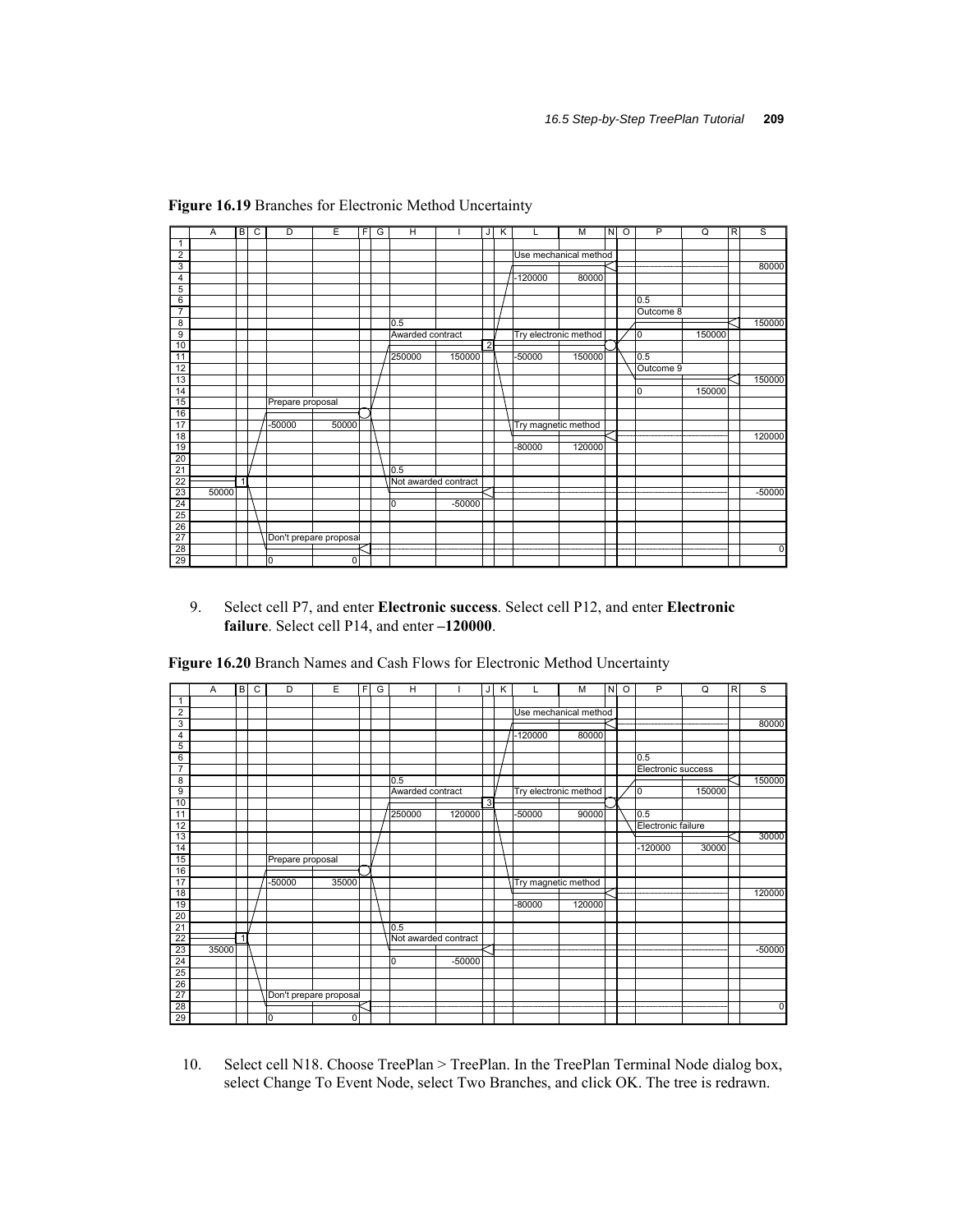**Figure 16.19** Branches for Electronic Method Uncertainty

| | A | B | C | D | E | F | G | H | I | J | K | L | M | N | O | P | Q | R | S |
|---|---|---|---|---|---|---|---|---|---|---|---|---|---|---|---|---|---|---|---|
| 1 | | | | | | | | | | | | | | | | | | | |
| 2 | | | | | | | | | | | | Use mechanical method | | | | | | | |
| 3 | | | | | | | | | | | | | | | | | | | 80000 |
| 4 | | | | | | | | | | | | -120000 | 80000 | | | | | | |
| 5 | | | | | | | | | | | | | | | | | | | |
| 6 | | | | | | | | | | | | | | | | 0.5 | | | |
| 7 | | | | | | | | | | | | | | | | Outcome 8 | | | |
| 8 | | | | | | | | 0.5 | | | | | | | | | | | 150000 |
| 9 | | | | | | | | Awarded contract | | | | Try electronic method | | | | 0 | 150000 | | |
| 10 | | | | | | | | | | 2 | | | | | | | | | |
| 11 | | | | | | | | 250000 | 150000 | | | -50000 | 150000 | | | 0.5 | | | |
| 12 | | | | | | | | | | | | | | | | Outcome 9 | | | |
| 13 | | | | | | | | | | | | | | | | | | | 150000 |
| 14 | | | | | | | | | | | | | | | | 0 | 150000 | | |
| 15 | | | | Prepare proposal | | | | | | | | | | | | | | | |
| 16 | | | | | | | | | | | | | | | | | | | |
| 17 | | | | -50000 | 50000 | | | | | | | Try magnetic method | | | | | | | |
| 18 | | | | | | | | | | | | | | | | | | | 120000 |
| 19 | | | | | | | | | | | | -80000 | 120000 | | | | | | |
| 20 | | | | | | | | | | | | | | | | | | | |
| 21 | | | | | | | | 0.5 | | | | | | | | | | | |
| 22 | | 1 | | | | | | Not awarded contract | | | | | | | | | | | |
| 23 | 50000 | | | | | | | | | | | | | | | | | | -50000 |
| 24 | | | | | | | | 0 | -50000 | | | | | | | | | | |
| 25 | | | | | | | | | | | | | | | | | | | |
| 26 | | | | | | | | | | | | | | | | | | | |
| 27 | | | | Don't prepare proposal | | | | | | | | | | | | | | | |
| 28 | | | | | | | | | | | | | | | | | | | 0 |
| 29 | | | | 0 | 0 | | | | | | | | | | | | | | |

9. Select cell P7, and enter **Electronic success**. Select cell P12, and enter **Electronic failure**. Select cell P14, and enter **–120000**.

**Figure 16.20** Branch Names and Cash Flows for Electronic Method Uncertainty

| | A | B | C | D | E | F | G | H | I | J | K | L | M | N | O | P | Q | R | S |
|---|---|---|---|---|---|---|---|---|---|---|---|---|---|---|---|---|---|---|---|
| 1 | | | | | | | | | | | | | | | | | | | |
| 2 | | | | | | | | | | | | Use mechanical method | | | | | | | |
| 3 | | | | | | | | | | | | | | | | | | | 80000 |
| 4 | | | | | | | | | | | | -120000 | 80000 | | | | | | |
| 5 | | | | | | | | | | | | | | | | | | | |
| 6 | | | | | | | | | | | | | | | | 0.5 | | | |
| 7 | | | | | | | | | | | | | | | | Electronic success | | | |
| 8 | | | | | | | | 0.5 | | | | | | | | | | | 150000 |
| 9 | | | | | | | | Awarded contract | | | | Try electronic method | | | | 0 | 150000 | | |
| 10 | | | | | | | | | | 3 | | | | | | | | | |
| 11 | | | | | | | | 250000 | 120000 | | | -50000 | 90000 | | | 0.5 | | | |
| 12 | | | | | | | | | | | | | | | | Electronic failure | | | |
| 13 | | | | | | | | | | | | | | | | | | | 30000 |
| 14 | | | | | | | | | | | | | | | | -120000 | 30000 | | |
| 15 | | | | Prepare proposal | | | | | | | | | | | | | | | |
| 16 | | | | | | | | | | | | | | | | | | | |
| 17 | | | | -50000 | 35000 | | | | | | | Try magnetic method | | | | | | | |
| 18 | | | | | | | | | | | | | | | | | | | 120000 |
| 19 | | | | | | | | | | | | -80000 | 120000 | | | | | | |
| 20 | | | | | | | | | | | | | | | | | | | |
| 21 | | | | | | | | 0.5 | | | | | | | | | | | |
| 22 | | 1 | | | | | | Not awarded contract | | | | | | | | | | | |
| 23 | 35000 | | | | | | | | | | | | | | | | | | -50000 |
| 24 | | | | | | | | 0 | -50000 | | | | | | | | | | |
| 25 | | | | | | | | | | | | | | | | | | | |
| 26 | | | | | | | | | | | | | | | | | | | |
| 27 | | | | Don't prepare proposal | | | | | | | | | | | | | | | |
| 28 | | | | | | | | | | | | | | | | | | | 0 |
| 29 | | | | 0 | 0 | | | | | | | | | | | | | | |

10. Select cell N18. Choose TreePlan > TreePlan. In the TreePlan Terminal Node dialog box, select Change To Event Node, select Two Branches, and click OK. The tree is redrawn.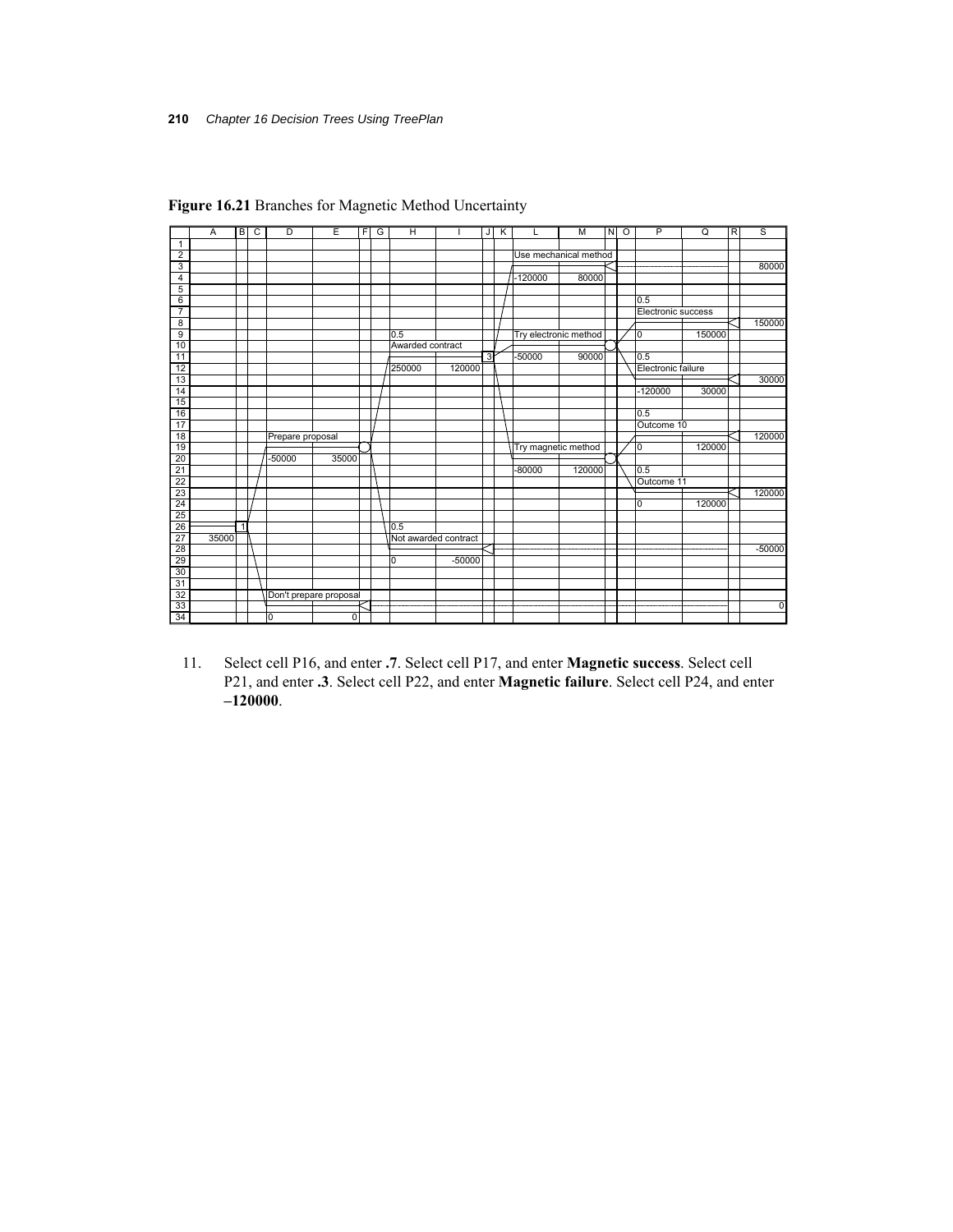**Figure 16.21** Branches for Magnetic Method Uncertainty

| | A | B | C | D | E | F | G | H | I | J | K | L | M | N | O | P | Q | R | S |
|---|---|---|---|---|---|---|---|---|---|---|---|---|---|---|---|---|---|---|---|
| 1 | | | | | | | | | | | | | | | | | | | |
| 2 | | | | | | | | | | | | Use mechanical method | | | | | | | |
| 3 | | | | | | | | | | | | | | | | | | | 80000 |
| 4 | | | | | | | | | | | | -120000 | 80000 | | | | | | |
| 5 | | | | | | | | | | | | | | | | | | | |
| 6 | | | | | | | | | | | | | | | | 0.5 | | | |
| 7 | | | | | | | | | | | | | | | | Electronic success | | | |
| 8 | | | | | | | | | | | | | | | | | | | 150000 |
| 9 | | | | | | | | 0.5 | | | | Try electronic method | | | | 0 | 150000 | | |
| 10 | | | | | | | | Awarded contract | | | | | | | | | | | |
| 11 | | | | | | | | | | 3 | | -50000 | 90000 | | | 0.5 | | | |
| 12 | | | | | | | | 250000 | 120000 | | | | | | | Electronic failure | | | |
| 13 | | | | | | | | | | | | | | | | | | | 30000 |
| 14 | | | | | | | | | | | | | | | | -120000 | 30000 | | |
| 15 | | | | | | | | | | | | | | | | | | | |
| 16 | | | | | | | | | | | | | | | | 0.5 | | | |
| 17 | | | | | | | | | | | | | | | | Outcome 10 | | | |
| 18 | | | | Prepare proposal | | | | | | | | | | | | | | | 120000 |
| 19 | | | | | | | | | | | | Try magnetic method | | | | 0 | 120000 | | |
| 20 | | | | -50000 | 35000 | | | | | | | | | | | | | | |
| 21 | | | | | | | | | | | | -80000 | 120000 | | | 0.5 | | | |
| 22 | | | | | | | | | | | | | | | | Outcome 11 | | | |
| 23 | | | | | | | | | | | | | | | | | | | 120000 |
| 24 | | | | | | | | | | | | | | | | 0 | 120000 | | |
| 25 | | | | | | | | | | | | | | | | | | | |
| 26 | | 1 | | | | | | 0.5 | | | | | | | | | | | |
| 27 | 35000 | | | | | | | Not awarded contract | | | | | | | | | | | |
| 28 | | | | | | | | | | | | | | | | | | | -50000 |
| 29 | | | | | | | | 0 | -50000 | | | | | | | | | | |
| 30 | | | | | | | | | | | | | | | | | | | |
| 31 | | | | | | | | | | | | | | | | | | | |
| 32 | | | | Don't prepare proposal | | | | | | | | | | | | | | | |
| 33 | | | | | | | | | | | | | | | | | | | 0 |
| 34 | | | | 0 | 0 | | | | | | | | | | | | | | |

11. Select cell P16, and enter **.7**. Select cell P17, and enter **Magnetic success**. Select cell P21, and enter **.3**. Select cell P22, and enter **Magnetic failure**. Select cell P24, and enter **–120000**.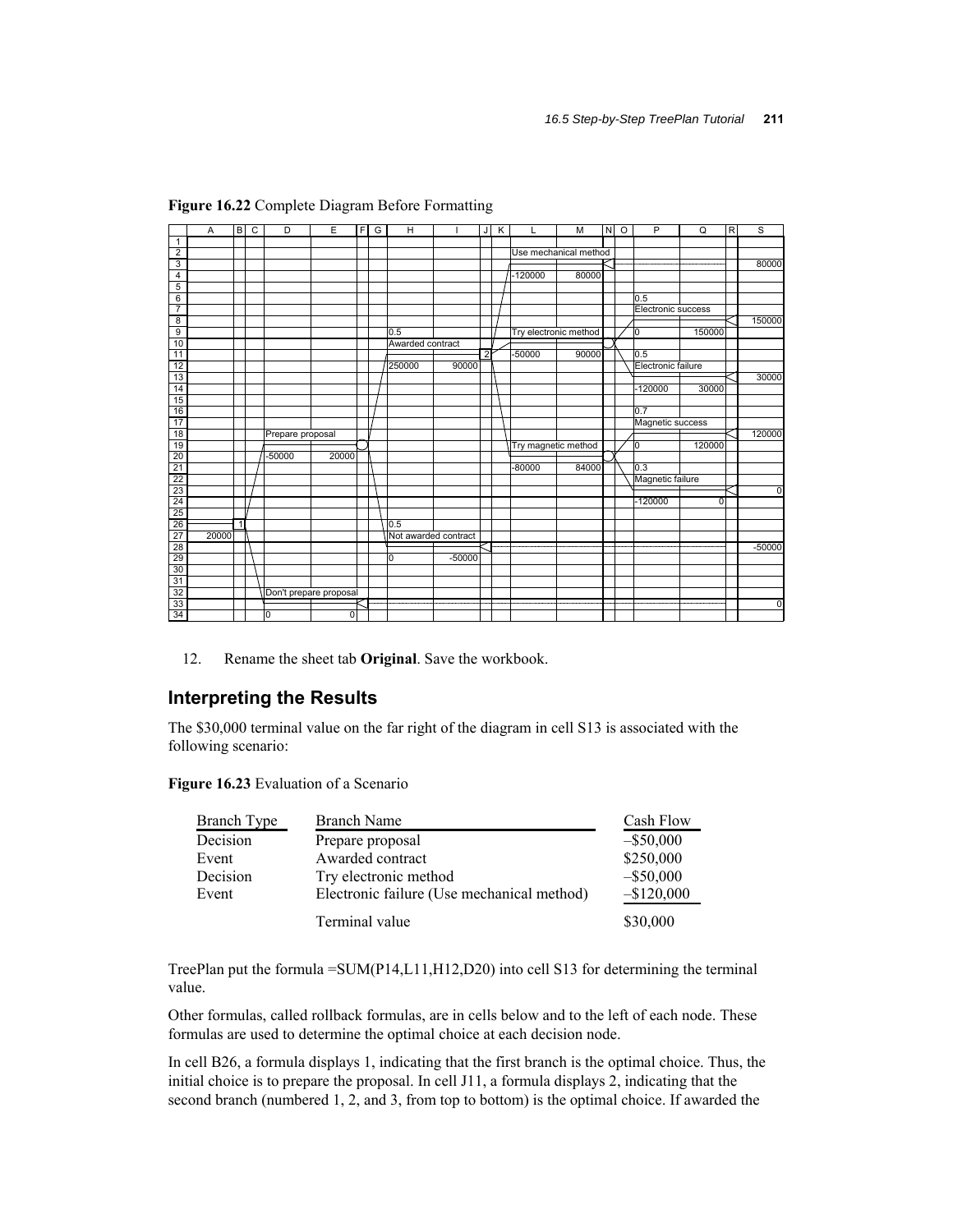**Figure 16.22** Complete Diagram Before Formatting

| | A | B | C | D | E | F | G | H | I | J | K | L | M | N | O | P | Q | R | S |
|---|---|---|---|---|---|---|---|---|---|---|---|---|---|---|---|---|---|---|---|
| 1 | | | | | | | | | | | | | | | | | | | |
| 2 | | | | | | | | | | | | Use mechanical method | | | | | | | |
| 3 | | | | | | | | | | | | | | | | | | | 80000 |
| 4 | | | | | | | | | | | | -120000 | 80000 | | | | | | |
| 5 | | | | | | | | | | | | | | | | | | | |
| 6 | | | | | | | | | | | | | | | | 0.5 | | | |
| 7 | | | | | | | | | | | | | | | | Electronic success | | | |
| 8 | | | | | | | | | | | | | | | | | | | 150000 |
| 9 | | | | | | | | 0.5 | | | | Try electronic method | | | | 0 | 150000 | | |
| 10 | | | | | | | | Awarded contract | | | | | | | | | | | |
| 11 | | | | | | | | | | 2 | | -50000 | 90000 | | | 0.5 | | | |
| 12 | | | | | | | | 250000 | 90000 | | | | | | | Electronic failure | | | |
| 13 | | | | | | | | | | | | | | | | | | | 30000 |
| 14 | | | | | | | | | | | | | | | | -120000 | 30000 | | |
| 15 | | | | | | | | | | | | | | | | | | | |
| 16 | | | | | | | | | | | | | | | | 0.7 | | | |
| 17 | | | | | | | | | | | | | | | | Magnetic success | | | |
| 18 | | | | Prepare proposal | | | | | | | | | | | | | | | 120000 |
| 19 | | | | | | | | | | | | Try magnetic method | | | | 0 | 120000 | | |
| 20 | | | | -50000 | 20000 | | | | | | | | | | | | | | |
| 21 | | | | | | | | | | | | -80000 | 84000 | | | 0.3 | | | |
| 22 | | | | | | | | | | | | | | | | Magnetic failure | | | |
| 23 | | | | | | | | | | | | | | | | | | | 0 |
| 24 | | | | | | | | | | | | | | | | -120000 | 0 | | |
| 25 | | | | | | | | | | | | | | | | | | | |
| 26 | | 1 | | | | | | 0.5 | | | | | | | | | | | |
| 27 | 20000 | | | | | | | Not awarded contract | | | | | | | | | | | |
| 28 | | | | | | | | | | | | | | | | | | | -50000 |
| 29 | | | | | | | | 0 | -50000 | | | | | | | | | | |
| 30 | | | | | | | | | | | | | | | | | | | |
| 31 | | | | | | | | | | | | | | | | | | | |
| 32 | | | | Don't prepare proposal | | | | | | | | | | | | | | | |
| 33 | | | | | | | | | | | | | | | | | | | 0 |
| 34 | | | | 0 | 0 | | | | | | | | | | | | | | |

12. Rename the sheet tab **Original**. Save the workbook.

## Interpreting the Results

The \$30,000 terminal value on the far right of the diagram in cell S13 is associated with the following scenario:

**Figure 16.23** Evaluation of a Scenario

| Branch Type | Branch Name | Cash Flow |
|---|---|---|
| Decision | Prepare proposal | –\$50,000 |
| Event | Awarded contract | \$250,000 |
| Decision | Try electronic method | –\$50,000 |
| Event | Electronic failure (Use mechanical method) | –\$120,000 |
| | Terminal value | \$30,000 |

TreePlan put the formula =SUM(P14,L11,H12,D20) into cell S13 for determining the terminal value.

Other formulas, called rollback formulas, are in cells below and to the left of each node. These formulas are used to determine the optimal choice at each decision node.

In cell B26, a formula displays 1, indicating that the first branch is the optimal choice. Thus, the initial choice is to prepare the proposal. In cell J11, a formula displays 2, indicating that the second branch (numbered 1, 2, and 3, from top to bottom) is the optimal choice. If awarded the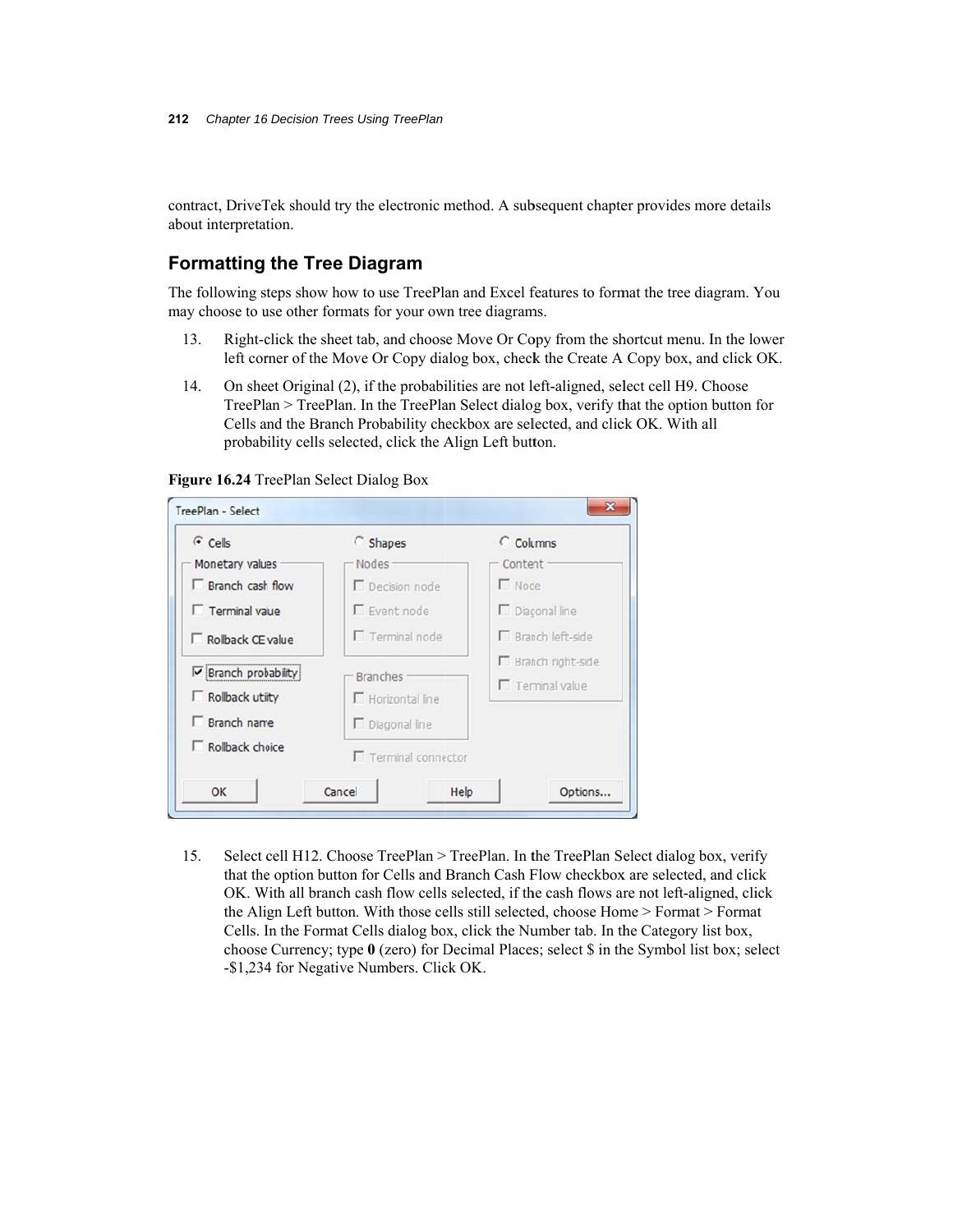contract, DriveTek should try the electronic method. A subsequent chapter provides more details about interpretation.

## Formatting the Tree Diagram

The following steps show how to use TreePlan and Excel features to format the tree diagram. You may choose to use other formats for your own tree diagrams.

13. Right-click the sheet tab, and choose Move Or Copy from the shortcut menu. In the lower left corner of the Move Or Copy dialog box, check the Create A Copy box, and click OK.

14. On sheet Original (2), if the probabilities are not left-aligned, select cell H9. Choose TreePlan > TreePlan. In the TreePlan Select dialog box, verify that the option button for Cells and the Branch Probability checkbox are selected, and click OK. With all probability cells selected, click the Align Left button.

**Figure 16.24** TreePlan Select Dialog Box

15. Select cell H12. Choose TreePlan > TreePlan. In the TreePlan Select dialog box, verify that the option button for Cells and Branch Cash Flow checkbox are selected, and click OK. With all branch cash flow cells selected, if the cash flows are not left-aligned, click the Align Left button. With those cells still selected, choose Home > Format > Format Cells. In the Format Cells dialog box, click the Number tab. In the Category list box, choose Currency; type **0** (zero) for Decimal Places; select $ in the Symbol list box; select -$1,234 for Negative Numbers. Click OK.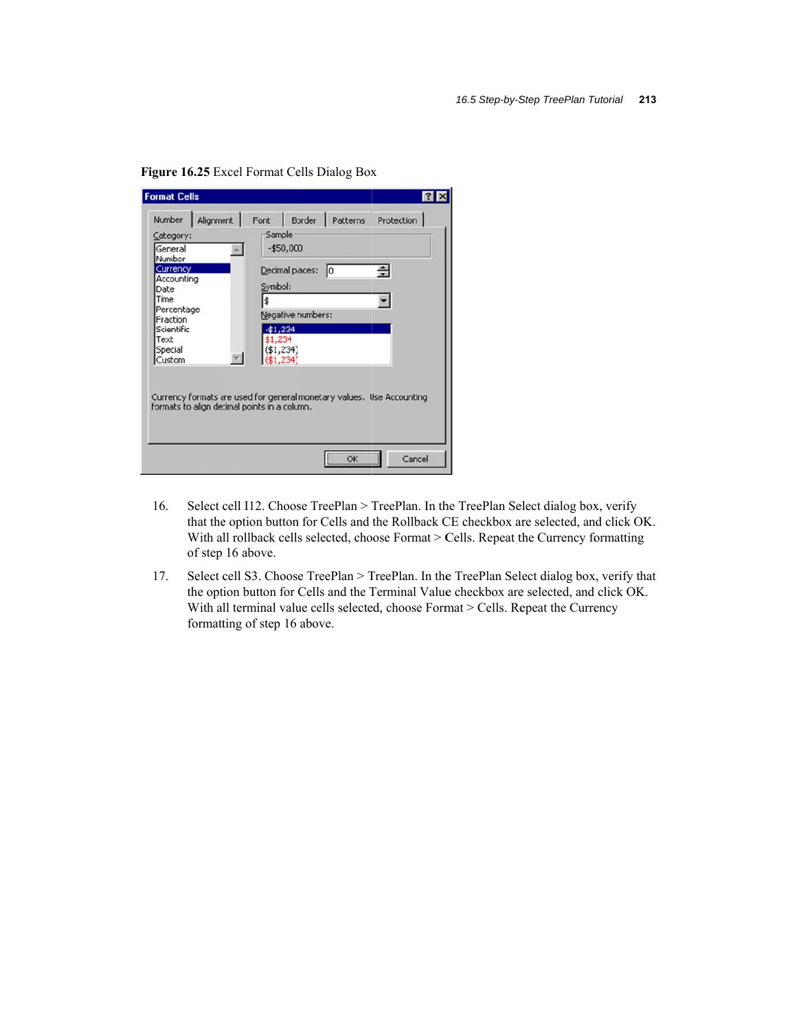**Figure 16.25** Excel Format Cells Dialog Box

16. Select cell I12. Choose TreePlan > TreePlan. In the TreePlan Select dialog box, verify that the option button for Cells and the Rollback CE checkbox are selected, and click OK. With all rollback cells selected, choose Format > Cells. Repeat the Currency formatting of step 16 above.

17. Select cell S3. Choose TreePlan > TreePlan. In the TreePlan Select dialog box, verify that the option button for Cells and the Terminal Value checkbox are selected, and click OK. With all terminal value cells selected, choose Format > Cells. Repeat the Currency formatting of step 16 above.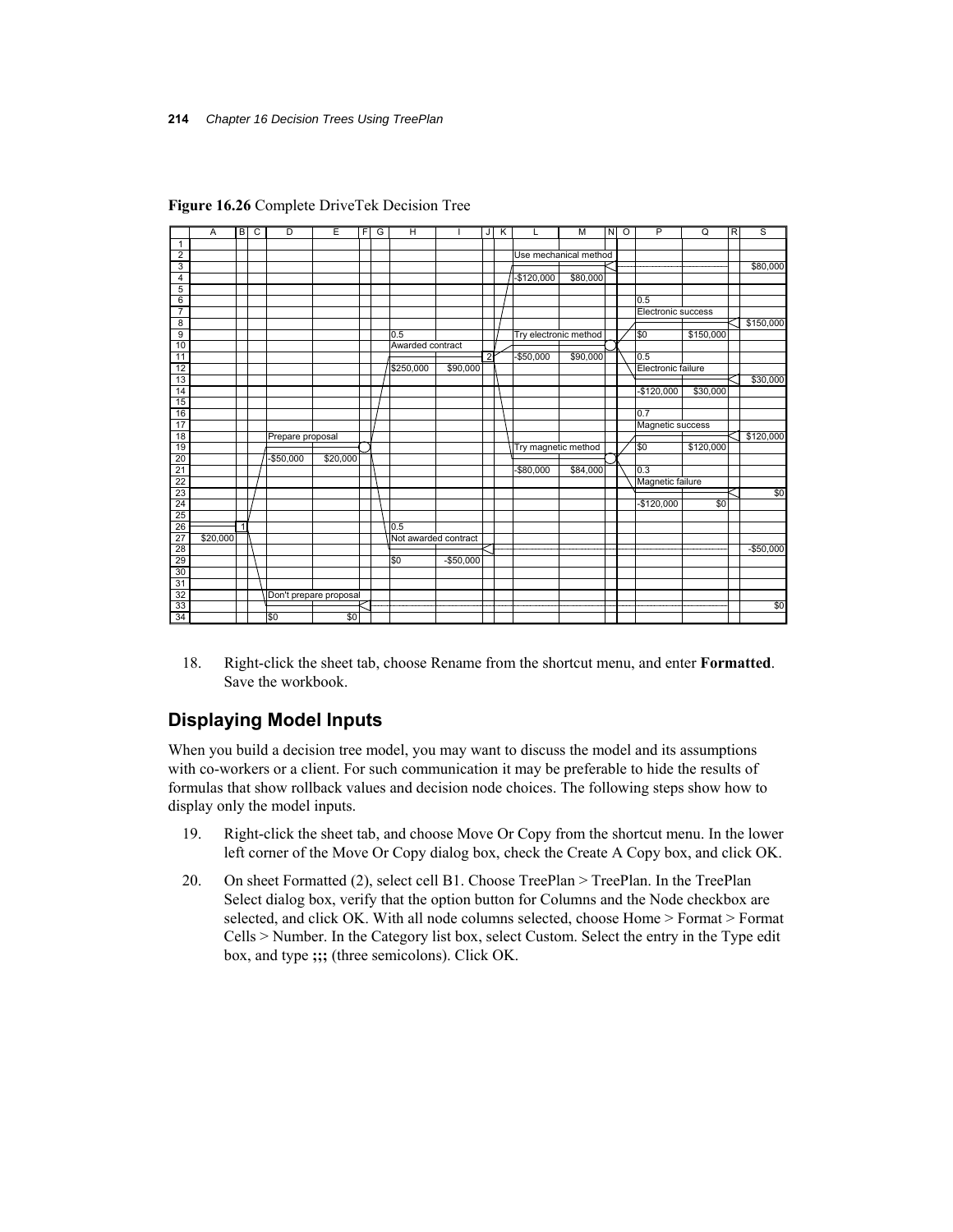**Figure 16.26** Complete DriveTek Decision Tree

| | A | B | C | D | E | F | G | H | I | J | K | L | M | N | O | P | Q | R | S |
|---|---|---|---|---|---|---|---|---|---|---|---|---|---|---|---|---|---|---|---|
| 1 | | | | | | | | | | | | | | | | | | | |
| 2 | | | | | | | | | | | | Use mechanical method | | | | | | | |
| 3 | | | | | | | | | | | | | | | | | | | $80,000 |
| 4 | | | | | | | | | | | | -$120,000 | $80,000 | | | | | | |
| 5 | | | | | | | | | | | | | | | | | | | |
| 6 | | | | | | | | | | | | | | | | 0.5 | | | |
| 7 | | | | | | | | | | | | | | | | Electronic success | | | |
| 8 | | | | | | | | | | | | | | | | | | | $150,000 |
| 9 | | | | | | | | 0.5 | | | | Try electronic method | | | | $0 | $150,000 | | |
| 10 | | | | | | | | Awarded contract | | | | | | | | | | | |
| 11 | | | | | | | | | | 2 | | -$50,000 | $90,000 | | | 0.5 | | | |
| 12 | | | | | | | | $250,000 | $90,000 | | | | | | | Electronic failure | | | |
| 13 | | | | | | | | | | | | | | | | | | | $30,000 |
| 14 | | | | | | | | | | | | | | | | -$120,000 | $30,000 | | |
| 15 | | | | | | | | | | | | | | | | | | | |
| 16 | | | | | | | | | | | | | | | | 0.7 | | | |
| 17 | | | | | | | | | | | | | | | | Magnetic success | | | |
| 18 | | | | Prepare proposal | | | | | | | | | | | | | | | $120,000 |
| 19 | | | | | | | | | | | | Try magnetic method | | | | $0 | $120,000 | | |
| 20 | | | | -$50,000 | $20,000 | | | | | | | | | | | | | | |
| 21 | | | | | | | | | | | | -$80,000 | $84,000 | | | 0.3 | | | |
| 22 | | | | | | | | | | | | | | | | Magnetic failure | | | |
| 23 | | | | | | | | | | | | | | | | | | | $0 |
| 24 | | | | | | | | | | | | | | | | -$120,000 | $0 | | |
| 25 | | | | | | | | | | | | | | | | | | | |
| 26 | | 1 | | | | | | 0.5 | | | | | | | | | | | |
| 27 | $20,000 | | | | | | | Not awarded contract | | | | | | | | | | | |
| 28 | | | | | | | | | | | | | | | | | | | -$50,000 |
| 29 | | | | | | | | $0 | -$50,000 | | | | | | | | | | |
| 30 | | | | | | | | | | | | | | | | | | | |
| 31 | | | | | | | | | | | | | | | | | | | |
| 32 | | | | Don't prepare proposal | | | | | | | | | | | | | | | |
| 33 | | | | | | | | | | | | | | | | | | | $0 |
| 34 | | | | $0 | $0 | | | | | | | | | | | | | | |

18. Right-click the sheet tab, choose Rename from the shortcut menu, and enter **Formatted**. Save the workbook.

## Displaying Model Inputs

When you build a decision tree model, you may want to discuss the model and its assumptions with co-workers or a client. For such communication it may be preferable to hide the results of formulas that show rollback values and decision node choices. The following steps show how to display only the model inputs.

19. Right-click the sheet tab, and choose Move Or Copy from the shortcut menu. In the lower left corner of the Move Or Copy dialog box, check the Create A Copy box, and click OK.

20. On sheet Formatted (2), select cell B1. Choose TreePlan > TreePlan. In the TreePlan Select dialog box, verify that the option button for Columns and the Node checkbox are selected, and click OK. With all node columns selected, choose Home > Format > Format Cells > Number. In the Category list box, select Custom. Select the entry in the Type edit box, and type **;;;** (three semicolons). Click OK.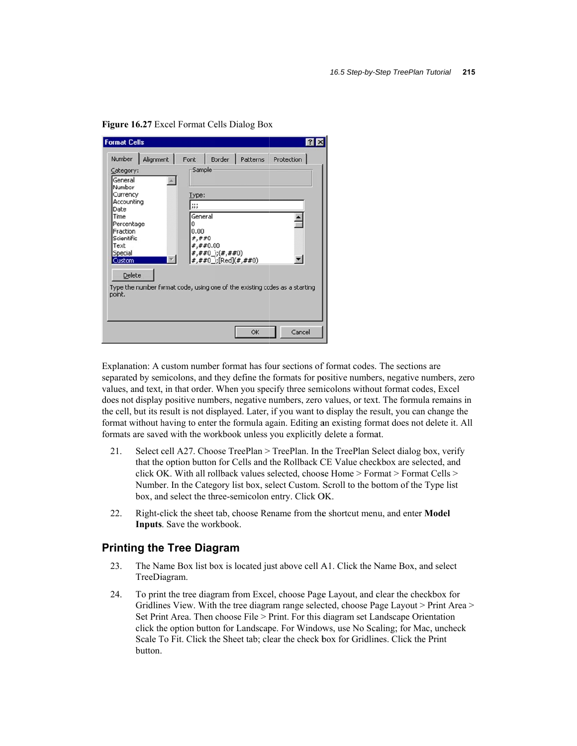**Figure 16.27** Excel Format Cells Dialog Box

Explanation: A custom number format has four sections of format codes. The sections are separated by semicolons, and they define the formats for positive numbers, negative numbers, zero values, and text, in that order. When you specify three semicolons without format codes, Excel does not display positive numbers, negative numbers, zero values, or text. The formula remains in the cell, but its result is not displayed. Later, if you want to display the result, you can change the format without having to enter the formula again. Editing an existing format does not delete it. All formats are saved with the workbook unless you explicitly delete a format.

21. Select cell A27. Choose TreePlan > TreePlan. In the TreePlan Select dialog box, verify that the option button for Cells and the Rollback CE Value checkbox are selected, and click OK. With all rollback values selected, choose Home > Format > Format Cells > Number. In the Category list box, select Custom. Scroll to the bottom of the Type list box, and select the three-semicolon entry. Click OK.

22. Right-click the sheet tab, choose Rename from the shortcut menu, and enter **Model Inputs**. Save the workbook.

## Printing the Tree Diagram

23. The Name Box list box is located just above cell A1. Click the Name Box, and select TreeDiagram.

24. To print the tree diagram from Excel, choose Page Layout, and clear the checkbox for Gridlines View. With the tree diagram range selected, choose Page Layout > Print Area > Set Print Area. Then choose File > Print. For this diagram set Landscape Orientation click the option button for Landscape. For Windows, use No Scaling; for Mac, uncheck Scale To Fit. Click the Sheet tab; clear the check box for Gridlines. Click the Print button.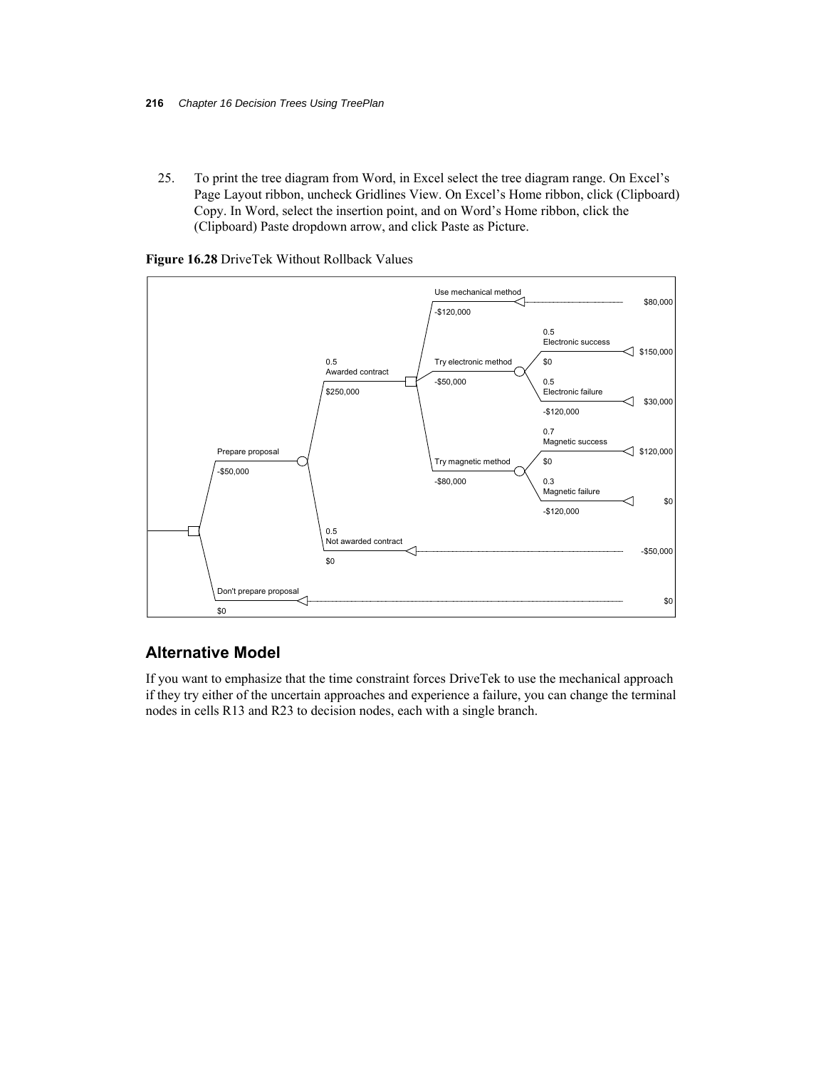25. To print the tree diagram from Word, in Excel select the tree diagram range. On Excel's Page Layout ribbon, uncheck Gridlines View. On Excel's Home ribbon, click (Clipboard) Copy. In Word, select the insertion point, and on Word's Home ribbon, click the (Clipboard) Paste dropdown arrow, and click Paste as Picture.

**Figure 16.28** DriveTek Without Rollback Values

## Alternative Model

If you want to emphasize that the time constraint forces DriveTek to use the mechanical approach if they try either of the uncertain approaches and experience a failure, you can change the terminal nodes in cells R13 and R23 to decision nodes, each with a single branch.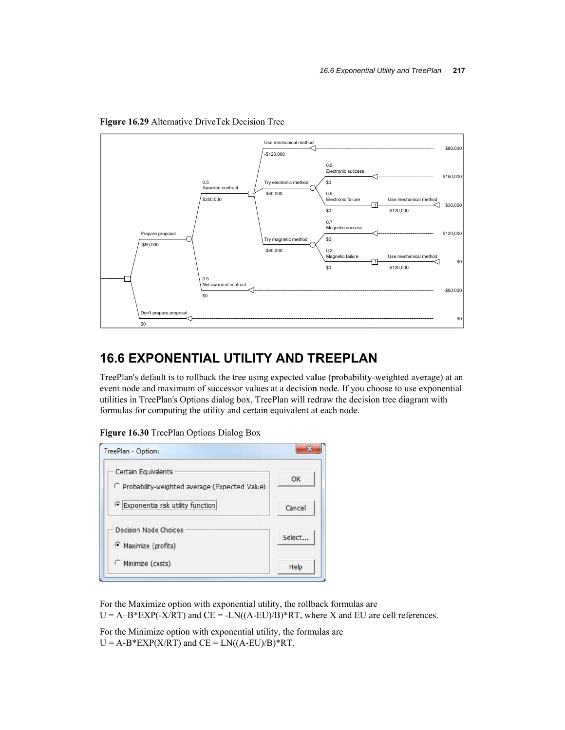**Figure 16.29** Alternative DriveTek Decision Tree

Use mechanical method
-$120,000
$80,000

0.5
Electronic success
$0
$150,000

Try electronic method
-$50,000

0.5
Electronic failure
$0
Use mechanical method
-$120,000
$30,000

0.5
Awarded contract
$250,000

0.7
Magnetic success
$0
$120,000

Try magnetic method
-$80,000

0.3
Magnetic failure
$0
Use mechanical method
-$120,000
$0

Prepare proposal
-$50,000

0.5
Not awarded contract
$0
-$50,000

Don't prepare proposal
$0
$0

## 16.6 EXPONENTIAL UTILITY AND TREEPLAN

TreePlan's default is to rollback the tree using expected value (probability-weighted average) at an event node and maximum of successor values at a decision node. If you choose to use exponential utilities in TreePlan's Options dialog box, TreePlan will redraw the decision tree diagram with formulas for computing the utility and certain equivalent at each node.

**Figure 16.30** TreePlan Options Dialog Box

TreePlan - Options

Certain Equivalents
- Probability-weighted average (Expected Value)
- Exponential risk utility function

Decision Node Choices
- Maximize (profits)
- Minimize (costs)

OK
Cancel
Select...
Help

For the Maximize option with exponential utility, the rollback formulas are
U = A–B*EXP(-X/RT) and CE = -LN((A-EU)/B)*RT, where X and EU are cell references.

For the Minimize option with exponential utility, the formulas are
U = A-B*EXP(X/RT) and CE = LN((A-EU)/B)*RT.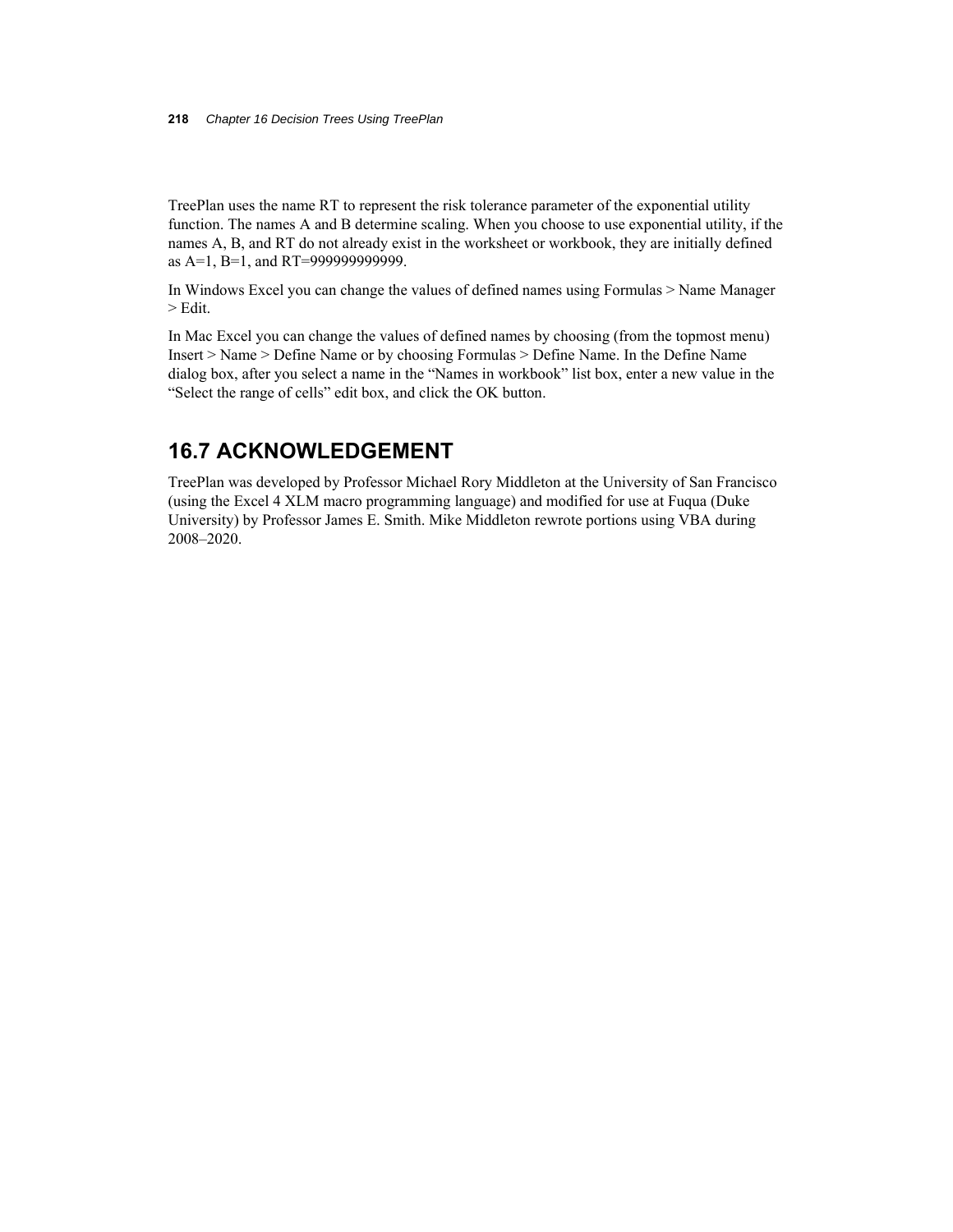TreePlan uses the name RT to represent the risk tolerance parameter of the exponential utility function. The names A and B determine scaling. When you choose to use exponential utility, if the names A, B, and RT do not already exist in the worksheet or workbook, they are initially defined as A=1, B=1, and RT=999999999999.

In Windows Excel you can change the values of defined names using Formulas > Name Manager > Edit.

In Mac Excel you can change the values of defined names by choosing (from the topmost menu) Insert > Name > Define Name or by choosing Formulas > Define Name. In the Define Name dialog box, after you select a name in the "Names in workbook" list box, enter a new value in the "Select the range of cells" edit box, and click the OK button.

## 16.7 ACKNOWLEDGEMENT

TreePlan was developed by Professor Michael Rory Middleton at the University of San Francisco (using the Excel 4 XLM macro programming language) and modified for use at Fuqua (Duke University) by Professor James E. Smith. Mike Middleton rewrote portions using VBA during 2008–2020.